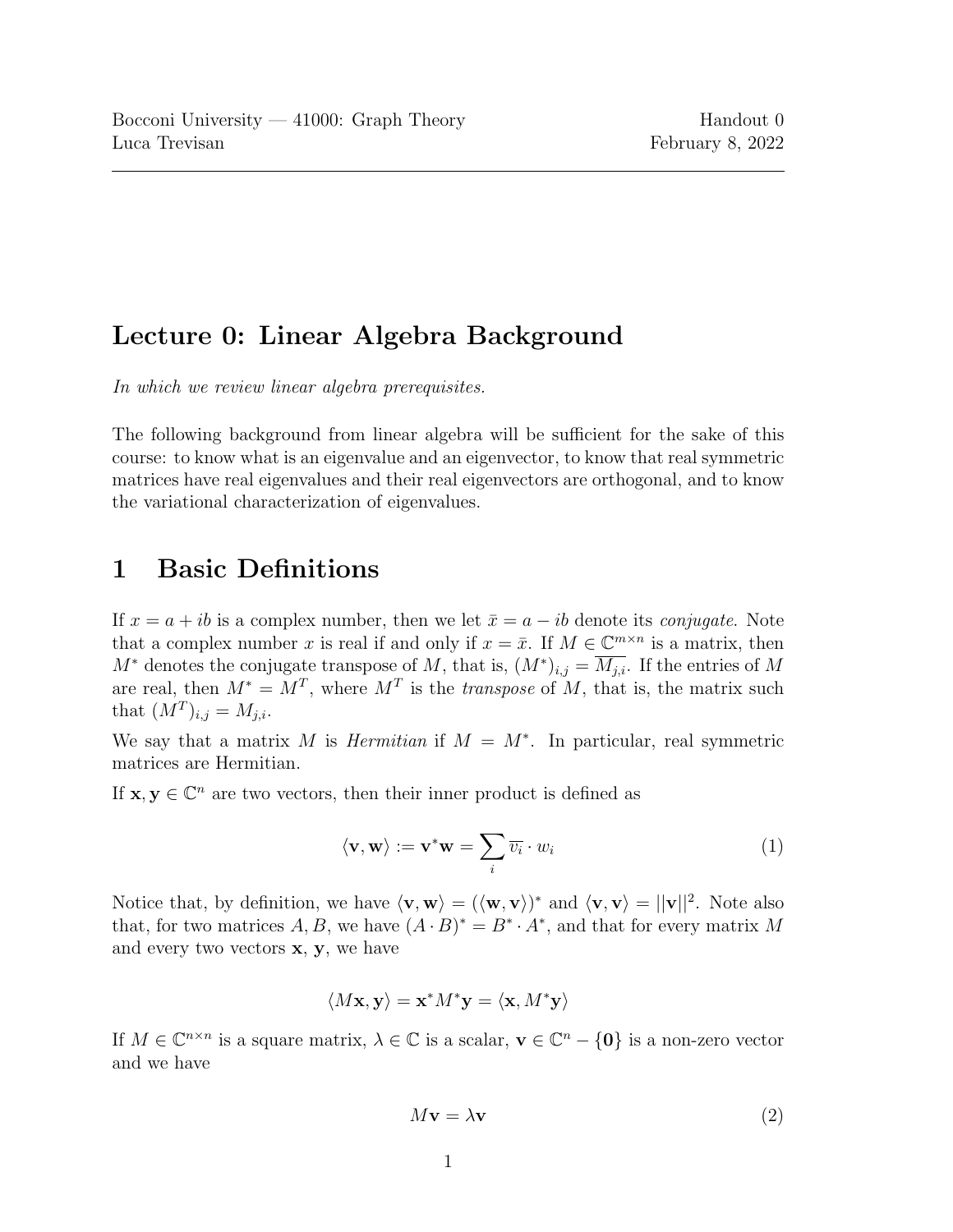Bocconi University — 41000: Graph Theory
Luca Trevisan

Handout 0
February 8, 2022

# Lecture 0: Linear Algebra Background

*In which we review linear algebra prerequisites.*

The following background from linear algebra will be sufficient for the sake of this course: to know what is an eigenvalue and an eigenvector, to know that real symmetric matrices have real eigenvalues and their real eigenvectors are orthogonal, and to know the variational characterization of eigenvalues.

## 1 Basic Definitions

If $x = a + ib$ is a complex number, then we let $\bar{x} = a - ib$ denote its *conjugate*. Note that a complex number $x$ is real if and only if $x = \bar{x}$. If $M \in \mathbb{C}^{m \times n}$ is a matrix, then $M^*$ denotes the conjugate transpose of $M$, that is, $(M^*)_{i,j} = \overline{M_{j,i}}$. If the entries of $M$ are real, then $M^* = M^T$, where $M^T$ is the *transpose* of $M$, that is, the matrix such that $(M^T)_{i,j} = M_{j,i}$.

We say that a matrix $M$ is *Hermitian* if $M = M^*$. In particular, real symmetric matrices are Hermitian.

If $\mathbf{x}, \mathbf{y} \in \mathbb{C}^n$ are two vectors, then their inner product is defined as

$$\langle \mathbf{v}, \mathbf{w} \rangle := \mathbf{v}^* \mathbf{w} = \sum_i \overline{v_i} \cdot w_i \tag{1}$$

Notice that, by definition, we have $\langle \mathbf{v}, \mathbf{w} \rangle = (\langle \mathbf{w}, \mathbf{v} \rangle)^*$ and $\langle \mathbf{v}, \mathbf{v} \rangle = ||\mathbf{v}||^2$. Note also that, for two matrices $A, B$, we have $(A \cdot B)^* = B^* \cdot A^*$, and that for every matrix $M$ and every two vectors $\mathbf{x}$, $\mathbf{y}$, we have

$$\langle M\mathbf{x}, \mathbf{y} \rangle = \mathbf{x}^* M^* \mathbf{y} = \langle \mathbf{x}, M^* \mathbf{y} \rangle$$

If $M \in \mathbb{C}^{n \times n}$ is a square matrix, $\lambda \in \mathbb{C}$ is a scalar, $\mathbf{v} \in \mathbb{C}^n - \{\mathbf{0}\}$ is a non-zero vector and we have

$$M\mathbf{v} = \lambda \mathbf{v} \tag{2}$$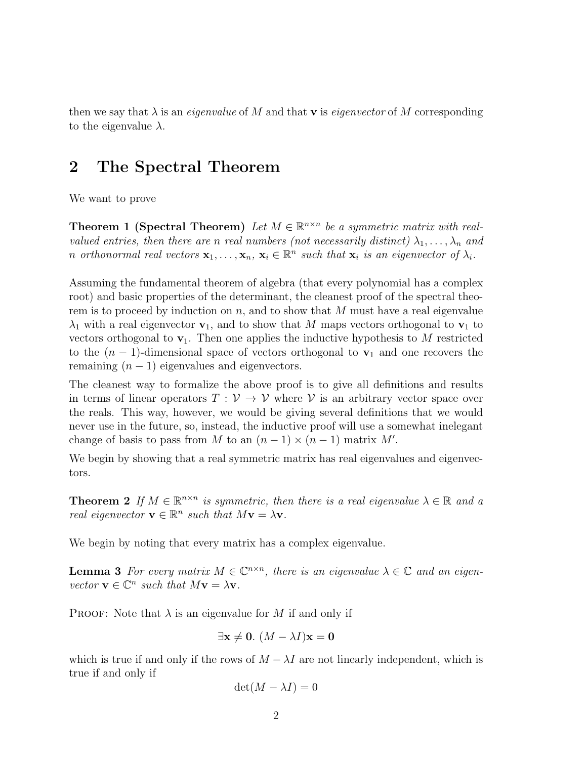then we say that $\lambda$ is an *eigenvalue* of $M$ and that $\mathbf{v}$ is *eigenvector* of $M$ corresponding to the eigenvalue $\lambda$.

## 2 The Spectral Theorem

We want to prove

**Theorem 1 (Spectral Theorem)** *Let $M \in \mathbb{R}^{n \times n}$ be a symmetric matrix with real-valued entries, then there are $n$ real numbers (not necessarily distinct) $\lambda_1, \ldots, \lambda_n$ and $n$ orthonormal real vectors $\mathbf{x}_1, \ldots, \mathbf{x}_n$, $\mathbf{x}_i \in \mathbb{R}^n$ such that $\mathbf{x}_i$ is an eigenvector of $\lambda_i$.*

Assuming the fundamental theorem of algebra (that every polynomial has a complex root) and basic properties of the determinant, the cleanest proof of the spectral theorem is to proceed by induction on $n$, and to show that $M$ must have a real eigenvalue $\lambda_1$ with a real eigenvector $\mathbf{v}_1$, and to show that $M$ maps vectors orthogonal to $\mathbf{v}_1$ to vectors orthogonal to $\mathbf{v}_1$. Then one applies the inductive hypothesis to $M$ restricted to the $(n-1)$-dimensional space of vectors orthogonal to $\mathbf{v}_1$ and one recovers the remaining $(n-1)$ eigenvalues and eigenvectors.

The cleanest way to formalize the above proof is to give all definitions and results in terms of linear operators $T : \mathcal{V} \to \mathcal{V}$ where $\mathcal{V}$ is an arbitrary vector space over the reals. This way, however, we would be giving several definitions that we would never use in the future, so, instead, the inductive proof will use a somewhat inelegant change of basis to pass from $M$ to an $(n-1) \times (n-1)$ matrix $M'$.

We begin by showing that a real symmetric matrix has real eigenvalues and eigenvectors.

**Theorem 2** *If $M \in \mathbb{R}^{n \times n}$ is symmetric, then there is a real eigenvalue $\lambda \in \mathbb{R}$ and a real eigenvector $\mathbf{v} \in \mathbb{R}^n$ such that $M\mathbf{v} = \lambda \mathbf{v}$.*

We begin by noting that every matrix has a complex eigenvalue.

**Lemma 3** *For every matrix $M \in \mathbb{C}^{n \times n}$, there is an eigenvalue $\lambda \in \mathbb{C}$ and an eigenvector $\mathbf{v} \in \mathbb{C}^n$ such that $M\mathbf{v} = \lambda \mathbf{v}$.*

Proof: Note that $\lambda$ is an eigenvalue for $M$ if and only if

$$\exists \mathbf{x} \neq \mathbf{0}.\ (M - \lambda I)\mathbf{x} = \mathbf{0}$$

which is true if and only if the rows of $M - \lambda I$ are not linearly independent, which is true if and only if

$$\det(M - \lambda I) = 0$$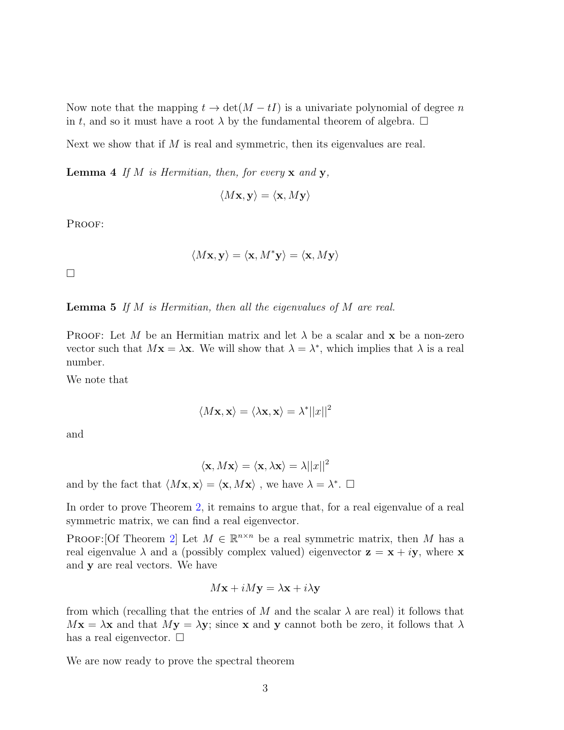Now note that the mapping $t \rightarrow \det(M - tI)$ is a univariate polynomial of degree $n$ in $t$, and so it must have a root $\lambda$ by the fundamental theorem of algebra. □

Next we show that if $M$ is real and symmetric, then its eigenvalues are real.

**Lemma 4** *If $M$ is Hermitian, then, for every $\mathbf{x}$ and $\mathbf{y}$,*

$$\langle M\mathbf{x}, \mathbf{y} \rangle = \langle \mathbf{x}, M\mathbf{y} \rangle$$

PROOF:

$$\langle M\mathbf{x}, \mathbf{y} \rangle = \langle \mathbf{x}, M^*\mathbf{y} \rangle = \langle \mathbf{x}, M\mathbf{y} \rangle$$

□

**Lemma 5** *If $M$ is Hermitian, then all the eigenvalues of $M$ are real.*

PROOF: Let $M$ be an Hermitian matrix and let $\lambda$ be a scalar and $\mathbf{x}$ be a non-zero vector such that $M\mathbf{x} = \lambda\mathbf{x}$. We will show that $\lambda = \lambda^*$, which implies that $\lambda$ is a real number.

We note that

$$\langle M\mathbf{x}, \mathbf{x} \rangle = \langle \lambda\mathbf{x}, \mathbf{x} \rangle = \lambda^* ||x||^2$$

and

$$\langle \mathbf{x}, M\mathbf{x} \rangle = \langle \mathbf{x}, \lambda\mathbf{x} \rangle = \lambda ||x||^2$$

and by the fact that $\langle M\mathbf{x}, \mathbf{x} \rangle = \langle \mathbf{x}, M\mathbf{x} \rangle$ , we have $\lambda = \lambda^*$. □

In order to prove Theorem 2, it remains to argue that, for a real eigenvalue of a real symmetric matrix, we can find a real eigenvector.

PROOF:[Of Theorem 2] Let $M \in \mathbb{R}^{n \times n}$ be a real symmetric matrix, then $M$ has a real eigenvalue $\lambda$ and a (possibly complex valued) eigenvector $\mathbf{z} = \mathbf{x} + i\mathbf{y}$, where $\mathbf{x}$ and $\mathbf{y}$ are real vectors. We have

$$M\mathbf{x} + iM\mathbf{y} = \lambda\mathbf{x} + i\lambda\mathbf{y}$$

from which (recalling that the entries of $M$ and the scalar $\lambda$ are real) it follows that $M\mathbf{x} = \lambda\mathbf{x}$ and that $M\mathbf{y} = \lambda\mathbf{y}$; since $\mathbf{x}$ and $\mathbf{y}$ cannot both be zero, it follows that $\lambda$ has a real eigenvector. □

We are now ready to prove the spectral theorem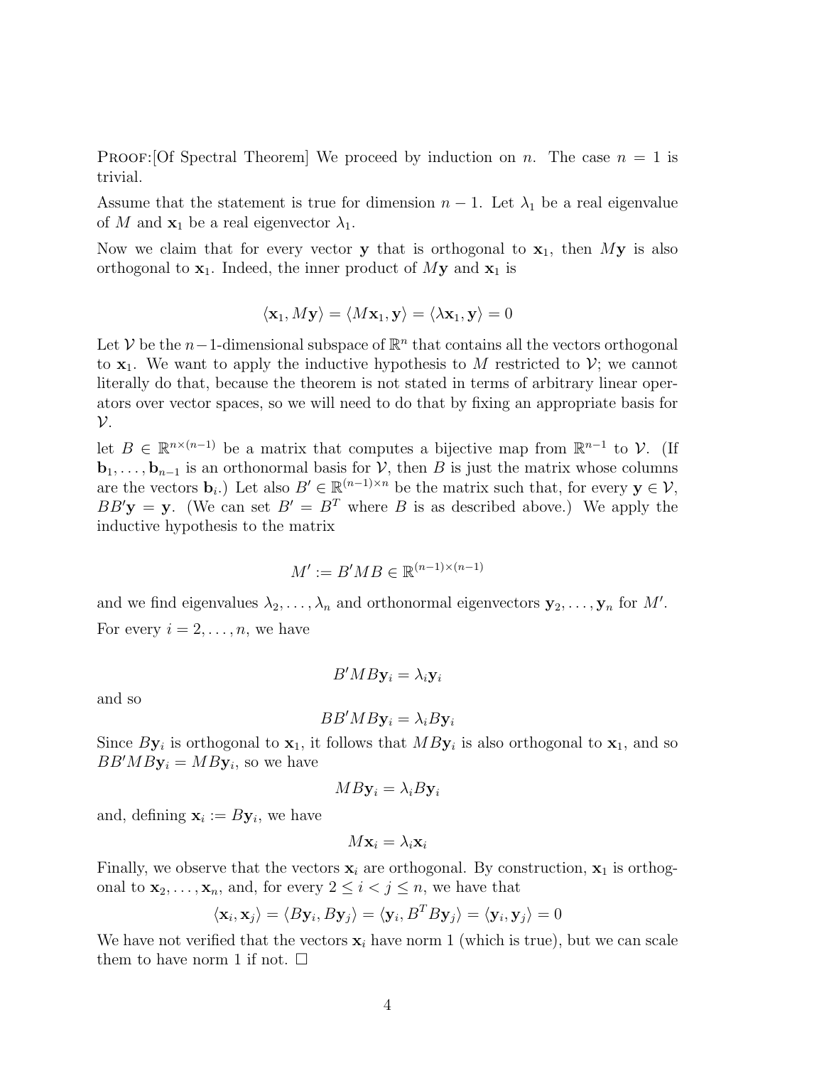PROOF:[Of Spectral Theorem] We proceed by induction on $n$. The case $n = 1$ is trivial.

Assume that the statement is true for dimension $n - 1$. Let $\lambda_1$ be a real eigenvalue of $M$ and $\mathbf{x}_1$ be a real eigenvector $\lambda_1$.

Now we claim that for every vector $\mathbf{y}$ that is orthogonal to $\mathbf{x}_1$, then $M\mathbf{y}$ is also orthogonal to $\mathbf{x}_1$. Indeed, the inner product of $M\mathbf{y}$ and $\mathbf{x}_1$ is

$$\langle \mathbf{x}_1, M\mathbf{y} \rangle = \langle M\mathbf{x}_1, \mathbf{y} \rangle = \langle \lambda \mathbf{x}_1, \mathbf{y} \rangle = 0$$

Let $\mathcal{V}$ be the $n-1$-dimensional subspace of $\mathbb{R}^n$ that contains all the vectors orthogonal to $\mathbf{x}_1$. We want to apply the inductive hypothesis to $M$ restricted to $\mathcal{V}$; we cannot literally do that, because the theorem is not stated in terms of arbitrary linear operators over vector spaces, so we will need to do that by fixing an appropriate basis for $\mathcal{V}$.

let $B \in \mathbb{R}^{n \times (n-1)}$ be a matrix that computes a bijective map from $\mathbb{R}^{n-1}$ to $\mathcal{V}$. (If $\mathbf{b}_1, \ldots, \mathbf{b}_{n-1}$ is an orthonormal basis for $\mathcal{V}$, then $B$ is just the matrix whose columns are the vectors $\mathbf{b}_i$.) Let also $B' \in \mathbb{R}^{(n-1) \times n}$ be the matrix such that, for every $\mathbf{y} \in \mathcal{V}$, $BB'\mathbf{y} = \mathbf{y}$. (We can set $B' = B^T$ where $B$ is as described above.) We apply the inductive hypothesis to the matrix

$$M' := B'MB \in \mathbb{R}^{(n-1) \times (n-1)}$$

and we find eigenvalues $\lambda_2, \ldots, \lambda_n$ and orthonormal eigenvectors $\mathbf{y}_2, \ldots, \mathbf{y}_n$ for $M'$.

For every $i = 2, \ldots, n$, we have

$$B'MB\mathbf{y}_i = \lambda_i \mathbf{y}_i$$

and so

$$BB'MB\mathbf{y}_i = \lambda_i B\mathbf{y}_i$$

Since $B\mathbf{y}_i$ is orthogonal to $\mathbf{x}_1$, it follows that $MB\mathbf{y}_i$ is also orthogonal to $\mathbf{x}_1$, and so $BB'MB\mathbf{y}_i = MB\mathbf{y}_i$, so we have

$$MB\mathbf{y}_i = \lambda_i B\mathbf{y}_i$$

and, defining $\mathbf{x}_i := B\mathbf{y}_i$, we have

$$M\mathbf{x}_i = \lambda_i \mathbf{x}_i$$

Finally, we observe that the vectors $\mathbf{x}_i$ are orthogonal. By construction, $\mathbf{x}_1$ is orthogonal to $\mathbf{x}_2, \ldots, \mathbf{x}_n$, and, for every $2 \leq i < j \leq n$, we have that

$$\langle \mathbf{x}_i, \mathbf{x}_j \rangle = \langle B\mathbf{y}_i, B\mathbf{y}_j \rangle = \langle \mathbf{y}_i, B^T B\mathbf{y}_j \rangle = \langle \mathbf{y}_i, \mathbf{y}_j \rangle = 0$$

We have not verified that the vectors $\mathbf{x}_i$ have norm 1 (which is true), but we can scale them to have norm 1 if not. □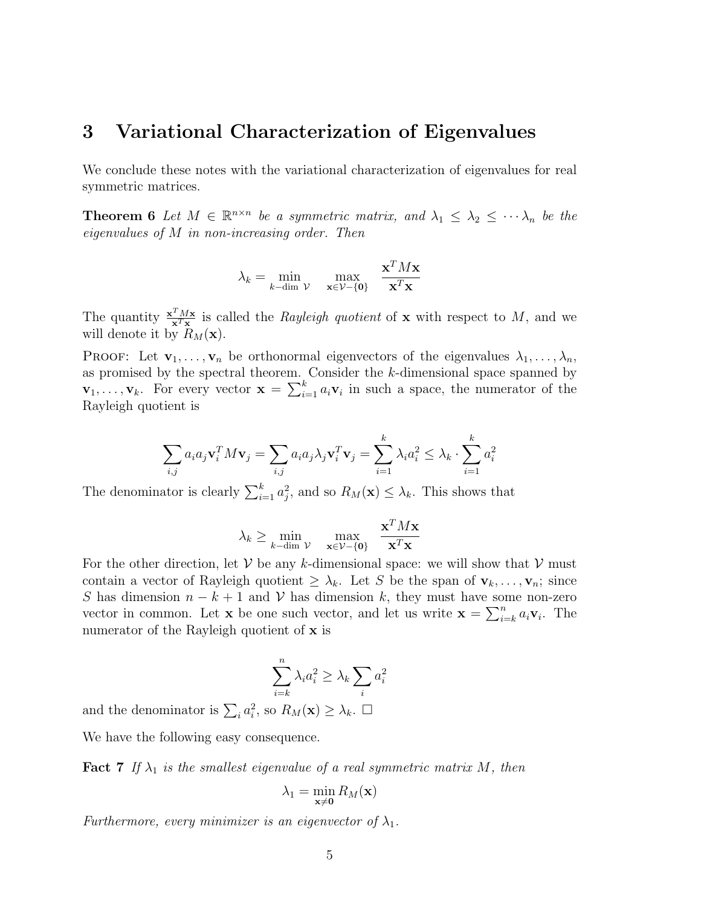## 3 Variational Characterization of Eigenvalues

We conclude these notes with the variational characterization of eigenvalues for real symmetric matrices.

**Theorem 6** *Let $M \in \mathbb{R}^{n \times n}$ be a symmetric matrix, and $\lambda_1 \leq \lambda_2 \leq \cdots \lambda_n$ be the eigenvalues of $M$ in non-increasing order. Then*

$$\lambda_k = \min_{k-\text{dim } \mathcal{V}} \quad \max_{\mathbf{x} \in \mathcal{V} - \{\mathbf{0}\}} \quad \frac{\mathbf{x}^T M \mathbf{x}}{\mathbf{x}^T \mathbf{x}}$$

The quantity $\frac{\mathbf{x}^T M \mathbf{x}}{\mathbf{x}^T \mathbf{x}}$ is called the *Rayleigh quotient* of $\mathbf{x}$ with respect to $M$, and we will denote it by $R_M(\mathbf{x})$.

Proof: Let $\mathbf{v}_1, \ldots, \mathbf{v}_n$ be orthonormal eigenvectors of the eigenvalues $\lambda_1, \ldots, \lambda_n$, as promised by the spectral theorem. Consider the $k$-dimensional space spanned by $\mathbf{v}_1, \ldots, \mathbf{v}_k$. For every vector $\mathbf{x} = \sum_{i=1}^k a_i \mathbf{v}_i$ in such a space, the numerator of the Rayleigh quotient is

$$\sum_{i,j} a_i a_j \mathbf{v}_i^T M \mathbf{v}_j = \sum_{i,j} a_i a_j \lambda_j \mathbf{v}_i^T \mathbf{v}_j = \sum_{i=1}^k \lambda_i a_i^2 \leq \lambda_k \cdot \sum_{i=1}^k a_i^2$$

The denominator is clearly $\sum_{i=1}^k a_j^2$, and so $R_M(\mathbf{x}) \leq \lambda_k$. This shows that

$$\lambda_k \geq \min_{k-\text{dim } \mathcal{V}} \quad \max_{\mathbf{x} \in \mathcal{V} - \{\mathbf{0}\}} \quad \frac{\mathbf{x}^T M \mathbf{x}}{\mathbf{x}^T \mathbf{x}}$$

For the other direction, let $\mathcal{V}$ be any $k$-dimensional space: we will show that $\mathcal{V}$ must contain a vector of Rayleigh quotient $\geq \lambda_k$. Let $S$ be the span of $\mathbf{v}_k, \ldots, \mathbf{v}_n$; since $S$ has dimension $n - k + 1$ and $\mathcal{V}$ has dimension $k$, they must have some non-zero vector in common. Let $\mathbf{x}$ be one such vector, and let us write $\mathbf{x} = \sum_{i=k}^n a_i \mathbf{v}_i$. The numerator of the Rayleigh quotient of $\mathbf{x}$ is

$$\sum_{i=k}^n \lambda_i a_i^2 \geq \lambda_k \sum_i a_i^2$$

and the denominator is $\sum_i a_i^2$, so $R_M(\mathbf{x}) \geq \lambda_k$. $\square$

We have the following easy consequence.

**Fact 7** *If $\lambda_1$ is the smallest eigenvalue of a real symmetric matrix $M$, then*

$$\lambda_1 = \min_{\mathbf{x} \neq \mathbf{0}} R_M(\mathbf{x})$$

*Furthermore, every minimizer is an eigenvector of $\lambda_1$.*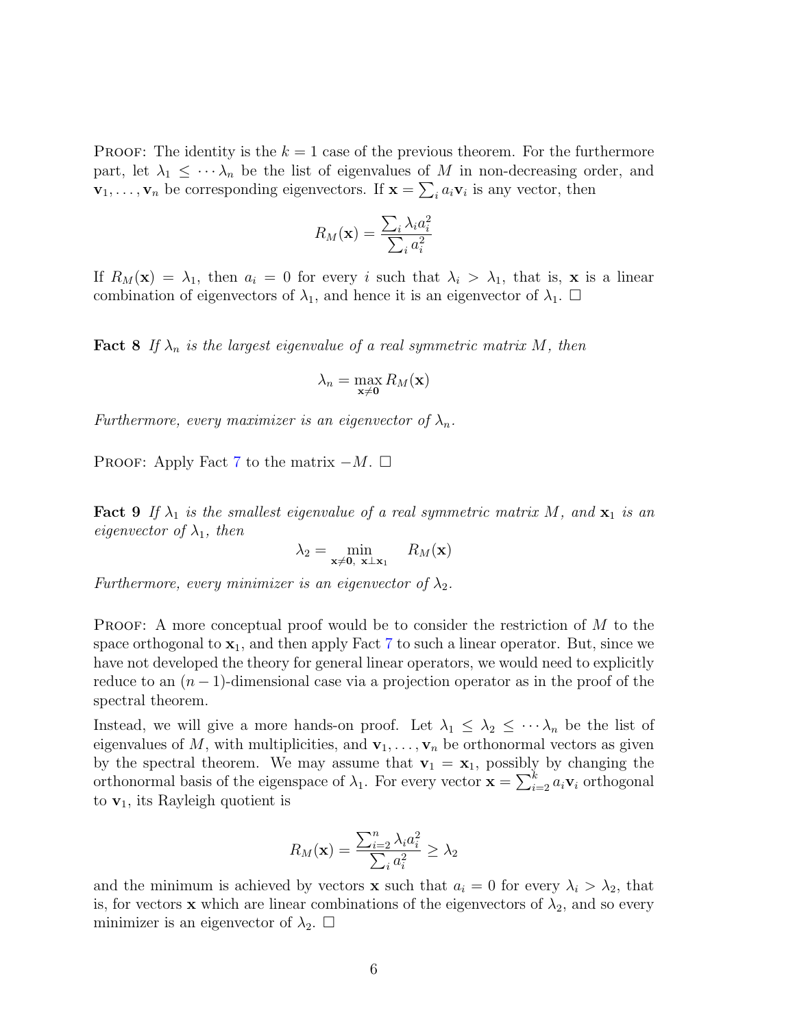PROOF: The identity is the $k = 1$ case of the previous theorem. For the furthermore part, let $\lambda_1 \leq \cdots \lambda_n$ be the list of eigenvalues of $M$ in non-decreasing order, and $\mathbf{v}_1, \ldots, \mathbf{v}_n$ be corresponding eigenvectors. If $\mathbf{x} = \sum_i a_i \mathbf{v}_i$ is any vector, then

$$R_M(\mathbf{x}) = \frac{\sum_i \lambda_i a_i^2}{\sum_i a_i^2}$$

If $R_M(\mathbf{x}) = \lambda_1$, then $a_i = 0$ for every $i$ such that $\lambda_i > \lambda_1$, that is, $\mathbf{x}$ is a linear combination of eigenvectors of $\lambda_1$, and hence it is an eigenvector of $\lambda_1$. □

**Fact 8** *If $\lambda_n$ is the largest eigenvalue of a real symmetric matrix $M$, then*

$$\lambda_n = \max_{\mathbf{x} \neq \mathbf{0}} R_M(\mathbf{x})$$

*Furthermore, every maximizer is an eigenvector of $\lambda_n$.*

PROOF: Apply Fact 7 to the matrix $-M$. □

**Fact 9** *If $\lambda_1$ is the smallest eigenvalue of a real symmetric matrix $M$, and $\mathbf{x}_1$ is an eigenvector of $\lambda_1$, then*

$$\lambda_2 = \min_{\mathbf{x} \neq \mathbf{0},\ \mathbf{x} \perp \mathbf{x}_1} R_M(\mathbf{x})$$

*Furthermore, every minimizer is an eigenvector of $\lambda_2$.*

PROOF: A more conceptual proof would be to consider the restriction of $M$ to the space orthogonal to $\mathbf{x}_1$, and then apply Fact 7 to such a linear operator. But, since we have not developed the theory for general linear operators, we would need to explicitly reduce to an $(n-1)$-dimensional case via a projection operator as in the proof of the spectral theorem.

Instead, we will give a more hands-on proof. Let $\lambda_1 \leq \lambda_2 \leq \cdots \lambda_n$ be the list of eigenvalues of $M$, with multiplicities, and $\mathbf{v}_1, \ldots, \mathbf{v}_n$ be orthonormal vectors as given by the spectral theorem. We may assume that $\mathbf{v}_1 = \mathbf{x}_1$, possibly by changing the orthonormal basis of the eigenspace of $\lambda_1$. For every vector $\mathbf{x} = \sum_{i=2}^k a_i \mathbf{v}_i$ orthogonal to $\mathbf{v}_1$, its Rayleigh quotient is

$$R_M(\mathbf{x}) = \frac{\sum_{i=2}^n \lambda_i a_i^2}{\sum_i a_i^2} \geq \lambda_2$$

and the minimum is achieved by vectors $\mathbf{x}$ such that $a_i = 0$ for every $\lambda_i > \lambda_2$, that is, for vectors $\mathbf{x}$ which are linear combinations of the eigenvectors of $\lambda_2$, and so every minimizer is an eigenvector of $\lambda_2$. □